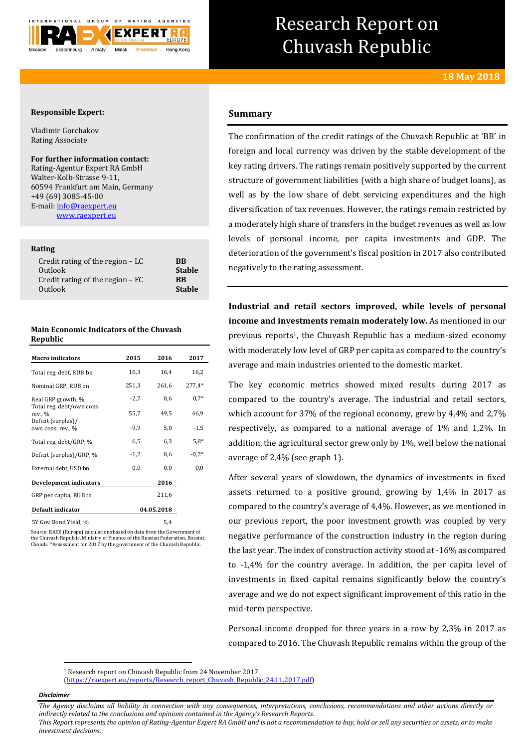# Research Report on Chuvash Republic

**18 May 2018**

**Responsible Expert:**

Vladimir Gorchakov
Rating Associate

**For further information contact:**
Rating-Agentur Expert RA GmbH
Walter-Kolb-Strasse 9-11,
60594 Frankfurt am Main, Germany
+49 (69) 3085-45-00
E-mail: info@raexpert.eu
www.raexpert.eu

**Rating**

| | |
|---|---|
| Credit rating of the region – LC | **BB** |
| Outlook | **Stable** |
| Credit rating of the region – FC | **BB** |
| Outlook | **Stable** |

**Main Economic Indicators of the Chuvash Republic**

| Macro indicators | 2015 | 2016 | 2017 |
|---|---|---|---|
| Total reg. debt, RUB bn | 16,3 | 16,4 | 16,2 |
| Nominal GRP, RUB bn | 251,3 | 261,6 | 277,4* |
| Real GRP growth, % | -2,7 | 0,6 | 0,7* |
| Total reg. debt/own cons. rev., % | 55,7 | 49,5 | 46,9 |
| Deficit (surplus)/ own cons. rev., % | -9,9 | 5,0 | -1,5 |
| Total reg. debt/GRP, % | 6,5 | 6,3 | 5,8* |
| Deficit (surplus)/GRP, % | -1,2 | 0,6 | -0,2* |
| External debt, USD bn | 0,0 | 0,0 | 0,0 |
| **Development indicators** | | **2016** | |
| GRP per capita, RUB th | | 211,6 | |
| **Default indicator** | | **04.05.2018** | |
| 5Y Gov Bond Yield, % | | 5,4 | |

Source: RAEX (Europe) calculations based on data from the Government of the Chuvash Republic, Ministry of Finance of the Russian Federation, Rosstat, Cbonds. *Assessment for 2017 by the government of the Chuvash Republic.

## Summary

The confirmation of the credit ratings of the Chuvash Republic at 'BB' in foreign and local currency was driven by the stable development of the key rating drivers. The ratings remain positively supported by the current structure of government liabilities (with a high share of budget loans), as well as by the low share of debt servicing expenditures and the high diversification of tax revenues. However, the ratings remain restricted by a moderately high share of transfers in the budget revenues as well as low levels of personal income, per capita investments and GDP. The deterioration of the government's fiscal position in 2017 also contributed negatively to the rating assessment.

**Industrial and retail sectors improved, while levels of personal income and investments remain moderately low.** As mentioned in our previous reports[1], the Chuvash Republic has a medium-sized economy with moderately low level of GRP per capita as compared to the country's average and main industries oriented to the domestic market.

The key economic metrics showed mixed results during 2017 as compared to the country's average. The industrial and retail sectors, which account for 37% of the regional economy, grew by 4,4% and 2,7% respectively, as compared to a national average of 1% and 1,2%. In addition, the agricultural sector grew only by 1%, well below the national average of 2,4% (see graph 1).

After several years of slowdown, the dynamics of investments in fixed assets returned to a positive ground, growing by 1,4% in 2017 as compared to the country's average of 4,4%. However, as we mentioned in our previous report, the poor investment growth was coupled by very negative performance of the construction industry in the region during the last year. The index of construction activity stood at -16% as compared to -1,4% for the country average. In addition, the per capita level of investments in fixed capital remains significantly below the country's average and we do not expect significant improvement of this ratio in the mid-term perspective.

Personal income dropped for three years in a row by 2,3% in 2017 as compared to 2016. The Chuvash Republic remains within the group of the

[1] Research report on Chuvash Republic from 24 November 2017 (https://raexpert.eu/reports/Research_report_Chuvash_Republic_24.11.2017.pdf)

*Disclaimer*

*The Agency disclaims all liability in connection with any consequences, interpretations, conclusions, recommendations and other actions directly or indirectly related to the conclusions and opinions contained in the Agency's Research Reports.*
*This Report represents the opinion of Rating-Agentur Expert RA GmbH and is not a recommendation to buy, hold or sell any securities or assets, or to make investment decisions.*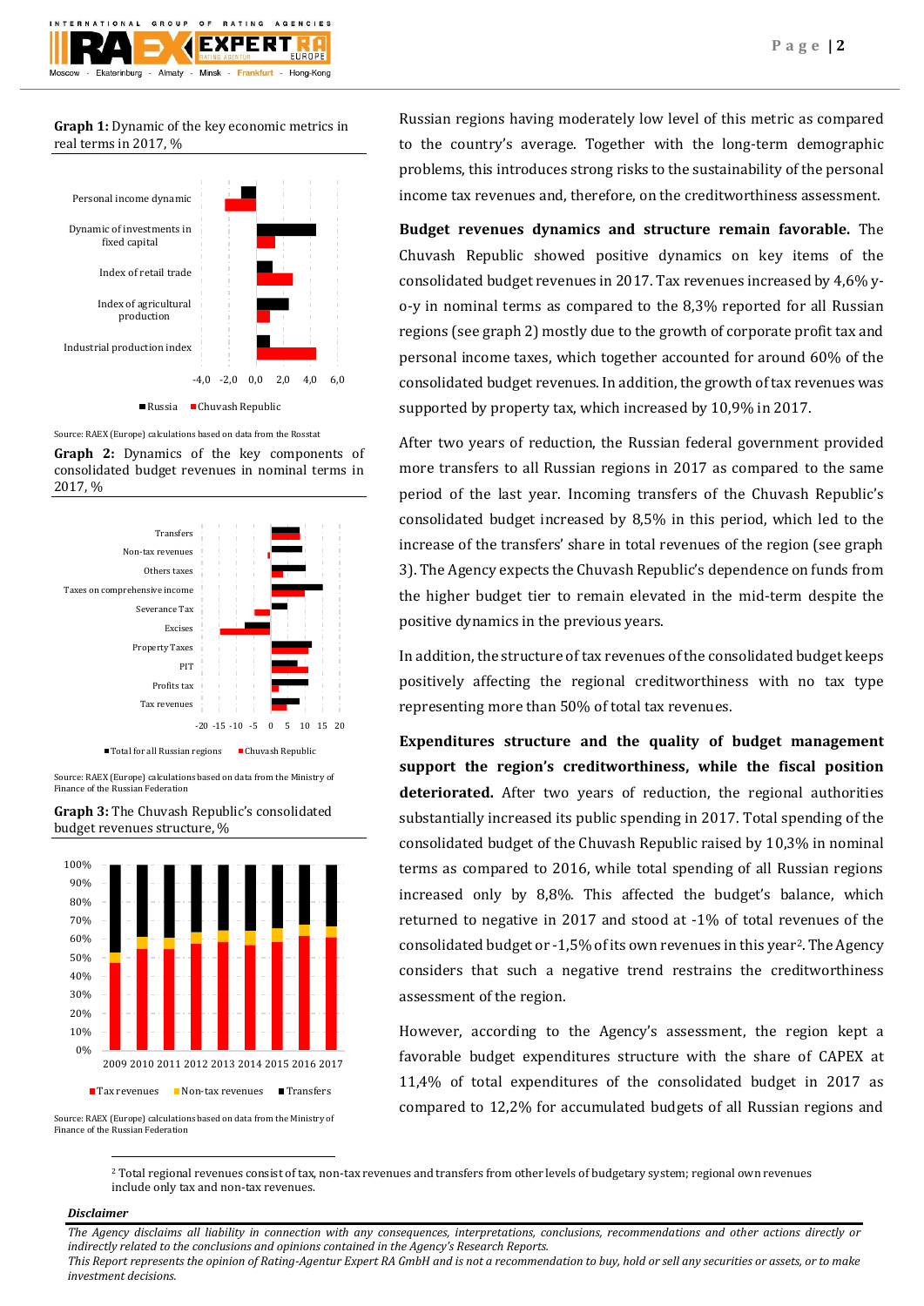**Graph 1:** Dynamic of the key economic metrics in real terms in 2017, %

Source: RAEX (Europe) calculations based on data from the Rosstat

**Graph 2:** Dynamics of the key components of consolidated budget revenues in nominal terms in 2017, %

Source: RAEX (Europe) calculations based on data from the Ministry of Finance of the Russian Federation

**Graph 3:** The Chuvash Republic's consolidated budget revenues structure, %

Source: RAEX (Europe) calculations based on data from the Ministry of Finance of the Russian Federation

Russian regions having moderately low level of this metric as compared to the country's average. Together with the long-term demographic problems, this introduces strong risks to the sustainability of the personal income tax revenues and, therefore, on the creditworthiness assessment.

**Budget revenues dynamics and structure remain favorable.** The Chuvash Republic showed positive dynamics on key items of the consolidated budget revenues in 2017. Tax revenues increased by 4,6% y-o-y in nominal terms as compared to the 8,3% reported for all Russian regions (see graph 2) mostly due to the growth of corporate profit tax and personal income taxes, which together accounted for around 60% of the consolidated budget revenues. In addition, the growth of tax revenues was supported by property tax, which increased by 10,9% in 2017.

After two years of reduction, the Russian federal government provided more transfers to all Russian regions in 2017 as compared to the same period of the last year. Incoming transfers of the Chuvash Republic's consolidated budget increased by 8,5% in this period, which led to the increase of the transfers' share in total revenues of the region (see graph 3). The Agency expects the Chuvash Republic's dependence on funds from the higher budget tier to remain elevated in the mid-term despite the positive dynamics in the previous years.

In addition, the structure of tax revenues of the consolidated budget keeps positively affecting the regional creditworthiness with no tax type representing more than 50% of total tax revenues.

**Expenditures structure and the quality of budget management support the region's creditworthiness, while the fiscal position deteriorated.** After two years of reduction, the regional authorities substantially increased its public spending in 2017. Total spending of the consolidated budget of the Chuvash Republic raised by 10,3% in nominal terms as compared to 2016, while total spending of all Russian regions increased only by 8,8%. This affected the budget's balance, which returned to negative in 2017 and stood at -1% of total revenues of the consolidated budget or -1,5% of its own revenues in this year[2]. The Agency considers that such a negative trend restrains the creditworthiness assessment of the region.

However, according to the Agency's assessment, the region kept a favorable budget expenditures structure with the share of CAPEX at 11,4% of total expenditures of the consolidated budget in 2017 as compared to 12,2% for accumulated budgets of all Russian regions and

[2] Total regional revenues consist of tax, non-tax revenues and transfers from other levels of budgetary system; regional own revenues include only tax and non-tax revenues.

***Disclaimer***

*The Agency disclaims all liability in connection with any consequences, interpretations, conclusions, recommendations and other actions directly or indirectly related to the conclusions and opinions contained in the Agency's Research Reports.*
*This Report represents the opinion of Rating-Agentur Expert RA GmbH and is not a recommendation to buy, hold or sell any securities or assets, or to make investment decisions.*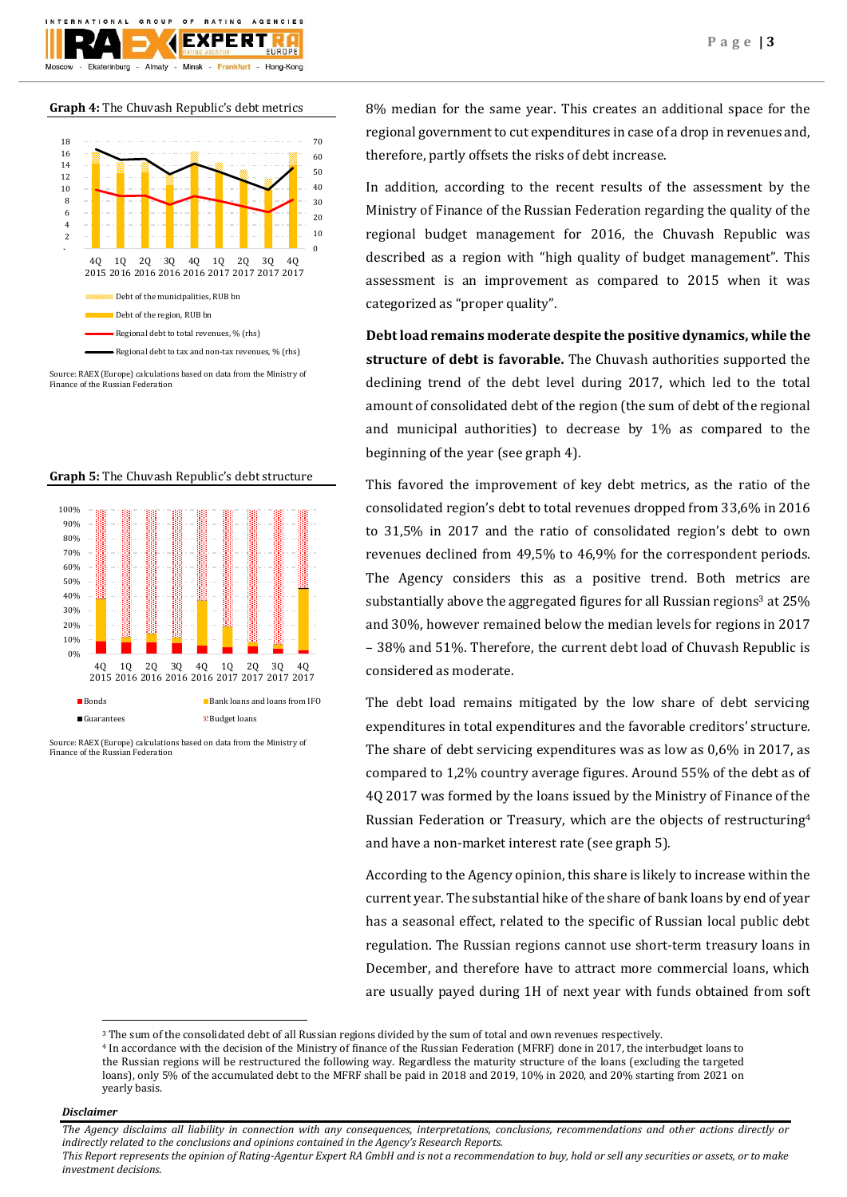**Graph 4:** The Chuvash Republic's debt metrics

Source: RAEX (Europe) calculations based on data from the Ministry of Finance of the Russian Federation

**Graph 5:** The Chuvash Republic's debt structure

Source: RAEX (Europe) calculations based on data from the Ministry of Finance of the Russian Federation

8% median for the same year. This creates an additional space for the regional government to cut expenditures in case of a drop in revenues and, therefore, partly offsets the risks of debt increase.

In addition, according to the recent results of the assessment by the Ministry of Finance of the Russian Federation regarding the quality of the regional budget management for 2016, the Chuvash Republic was described as a region with "high quality of budget management". This assessment is an improvement as compared to 2015 when it was categorized as "proper quality".

**Debt load remains moderate despite the positive dynamics, while the structure of debt is favorable.** The Chuvash authorities supported the declining trend of the debt level during 2017, which led to the total amount of consolidated debt of the region (the sum of debt of the regional and municipal authorities) to decrease by 1% as compared to the beginning of the year (see graph 4).

This favored the improvement of key debt metrics, as the ratio of the consolidated region's debt to total revenues dropped from 33,6% in 2016 to 31,5% in 2017 and the ratio of consolidated region's debt to own revenues declined from 49,5% to 46,9% for the correspondent periods. The Agency considers this as a positive trend. Both metrics are substantially above the aggregated figures for all Russian regions[3] at 25% and 30%, however remained below the median levels for regions in 2017 – 38% and 51%. Therefore, the current debt load of Chuvash Republic is considered as moderate.

The debt load remains mitigated by the low share of debt servicing expenditures in total expenditures and the favorable creditors' structure. The share of debt servicing expenditures was as low as 0,6% in 2017, as compared to 1,2% country average figures. Around 55% of the debt as of 4Q 2017 was formed by the loans issued by the Ministry of Finance of the Russian Federation or Treasury, which are the objects of restructuring[4] and have a non-market interest rate (see graph 5).

According to the Agency opinion, this share is likely to increase within the current year. The substantial hike of the share of bank loans by end of year has a seasonal effect, related to the specific of Russian local public debt regulation. The Russian regions cannot use short-term treasury loans in December, and therefore have to attract more commercial loans, which are usually payed during 1H of next year with funds obtained from soft

[3] The sum of the consolidated debt of all Russian regions divided by the sum of total and own revenues respectively.

[4] In accordance with the decision of the Ministry of finance of the Russian Federation (MFRF) done in 2017, the interbudget loans to the Russian regions will be restructured the following way. Regardless the maturity structure of the loans (excluding the targeted loans), only 5% of the accumulated debt to the MFRF shall be paid in 2018 and 2019, 10% in 2020, and 20% starting from 2021 on yearly basis.

***Disclaimer***

*The Agency disclaims all liability in connection with any consequences, interpretations, conclusions, recommendations and other actions directly or indirectly related to the conclusions and opinions contained in the Agency's Research Reports.*

*This Report represents the opinion of Rating-Agentur Expert RA GmbH and is not a recommendation to buy, hold or sell any securities or assets, or to make investment decisions.*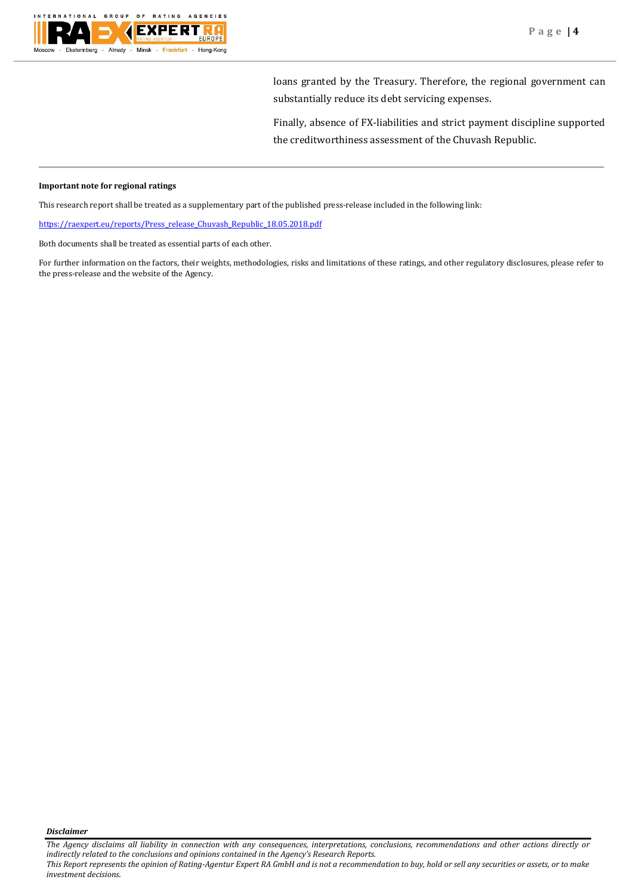loans granted by the Treasury. Therefore, the regional government can substantially reduce its debt servicing expenses.

Finally, absence of FX-liabilities and strict payment discipline supported the creditworthiness assessment of the Chuvash Republic.

---

**Important note for regional ratings**

This research report shall be treated as a supplementary part of the published press-release included in the following link:

https://raexpert.eu/reports/Press_release_Chuvash_Republic_18.05.2018.pdf

Both documents shall be treated as essential parts of each other.

For further information on the factors, their weights, methodologies, risks and limitations of these ratings, and other regulatory disclosures, please refer to the press-release and the website of the Agency.

***Disclaimer***

*The Agency disclaims all liability in connection with any consequences, interpretations, conclusions, recommendations and other actions directly or indirectly related to the conclusions and opinions contained in the Agency's Research Reports.*

*This Report represents the opinion of Rating-Agentur Expert RA GmbH and is not a recommendation to buy, hold or sell any securities or assets, or to make investment decisions.*